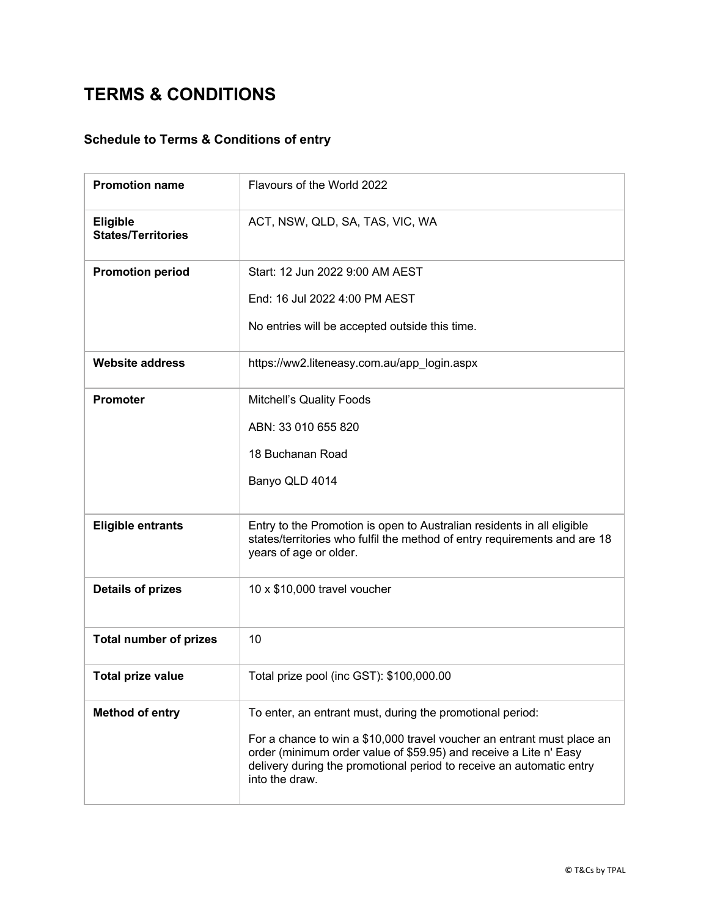# TERMS & CONDITIONS

### Schedule to Terms & Conditions of entry

| | |
|---|---|
| **Promotion name** | Flavours of the World 2022 |
| **Eligible States/Territories** | ACT, NSW, QLD, SA, TAS, VIC, WA |
| **Promotion period** | Start: 12 Jun 2022 9:00 AM AEST<br><br>End: 16 Jul 2022 4:00 PM AEST<br><br>No entries will be accepted outside this time. |
| **Website address** | https://ww2.liteneasy.com.au/app_login.aspx |
| **Promoter** | Mitchell's Quality Foods<br><br>ABN: 33 010 655 820<br><br>18 Buchanan Road<br><br>Banyo QLD 4014 |
| **Eligible entrants** | Entry to the Promotion is open to Australian residents in all eligible states/territories who fulfil the method of entry requirements and are 18 years of age or older. |
| **Details of prizes** | 10 x $10,000 travel voucher |
| **Total number of prizes** | 10 |
| **Total prize value** | Total prize pool (inc GST): $100,000.00 |
| **Method of entry** | To enter, an entrant must, during the promotional period:<br><br>For a chance to win a $10,000 travel voucher an entrant must place an order (minimum order value of $59.95) and receive a Lite n' Easy delivery during the promotional period to receive an automatic entry into the draw. |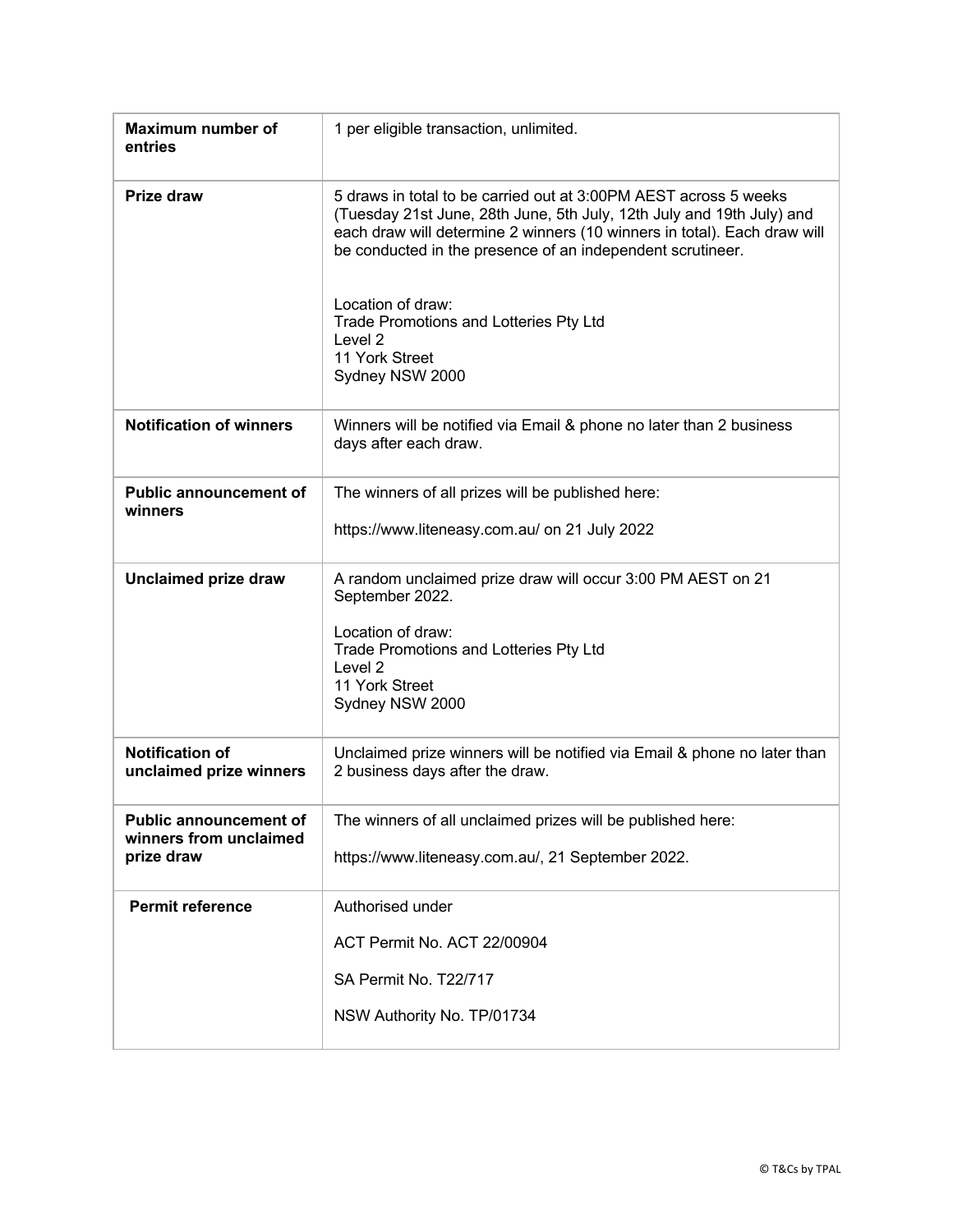| | |
|---|---|
| **Maximum number of entries** | 1 per eligible transaction, unlimited. |
| **Prize draw** | 5 draws in total to be carried out at 3:00PM AEST across 5 weeks (Tuesday 21st June, 28th June, 5th July, 12th July and 19th July) and each draw will determine 2 winners (10 winners in total). Each draw will be conducted in the presence of an independent scrutineer.<br><br>Location of draw:<br>Trade Promotions and Lotteries Pty Ltd<br>Level 2<br>11 York Street<br>Sydney NSW 2000 |
| **Notification of winners** | Winners will be notified via Email & phone no later than 2 business days after each draw. |
| **Public announcement of winners** | The winners of all prizes will be published here:<br><br>https://www.liteneasy.com.au/ on 21 July 2022 |
| **Unclaimed prize draw** | A random unclaimed prize draw will occur 3:00 PM AEST on 21 September 2022.<br><br>Location of draw:<br>Trade Promotions and Lotteries Pty Ltd<br>Level 2<br>11 York Street<br>Sydney NSW 2000 |
| **Notification of unclaimed prize winners** | Unclaimed prize winners will be notified via Email & phone no later than 2 business days after the draw. |
| **Public announcement of winners from unclaimed prize draw** | The winners of all unclaimed prizes will be published here:<br><br>https://www.liteneasy.com.au/, 21 September 2022. |
| **Permit reference** | Authorised under<br><br>ACT Permit No. ACT 22/00904<br><br>SA Permit No. T22/717<br><br>NSW Authority No. TP/01734 |

© T&Cs by TPAL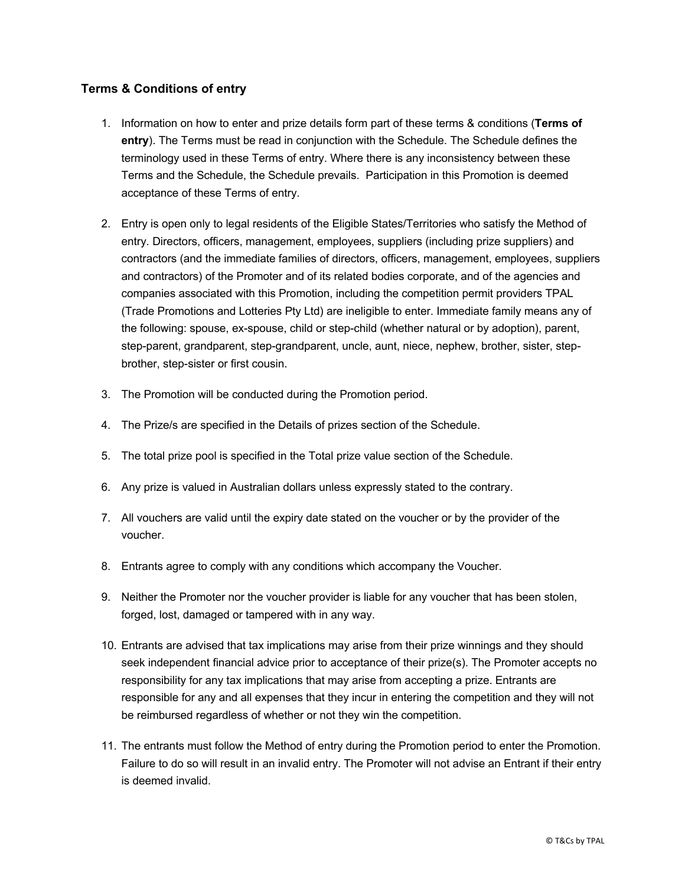### Terms & Conditions of entry

1. Information on how to enter and prize details form part of these terms & conditions (**Terms of entry**). The Terms must be read in conjunction with the Schedule. The Schedule defines the terminology used in these Terms of entry. Where there is any inconsistency between these Terms and the Schedule, the Schedule prevails. Participation in this Promotion is deemed acceptance of these Terms of entry.

2. Entry is open only to legal residents of the Eligible States/Territories who satisfy the Method of entry. Directors, officers, management, employees, suppliers (including prize suppliers) and contractors (and the immediate families of directors, officers, management, employees, suppliers and contractors) of the Promoter and of its related bodies corporate, and of the agencies and companies associated with this Promotion, including the competition permit providers TPAL (Trade Promotions and Lotteries Pty Ltd) are ineligible to enter. Immediate family means any of the following: spouse, ex-spouse, child or step-child (whether natural or by adoption), parent, step-parent, grandparent, step-grandparent, uncle, aunt, niece, nephew, brother, sister, step-brother, step-sister or first cousin.

3. The Promotion will be conducted during the Promotion period.

4. The Prize/s are specified in the Details of prizes section of the Schedule.

5. The total prize pool is specified in the Total prize value section of the Schedule.

6. Any prize is valued in Australian dollars unless expressly stated to the contrary.

7. All vouchers are valid until the expiry date stated on the voucher or by the provider of the voucher.

8. Entrants agree to comply with any conditions which accompany the Voucher.

9. Neither the Promoter nor the voucher provider is liable for any voucher that has been stolen, forged, lost, damaged or tampered with in any way.

10. Entrants are advised that tax implications may arise from their prize winnings and they should seek independent financial advice prior to acceptance of their prize(s). The Promoter accepts no responsibility for any tax implications that may arise from accepting a prize. Entrants are responsible for any and all expenses that they incur in entering the competition and they will not be reimbursed regardless of whether or not they win the competition.

11. The entrants must follow the Method of entry during the Promotion period to enter the Promotion. Failure to do so will result in an invalid entry. The Promoter will not advise an Entrant if their entry is deemed invalid.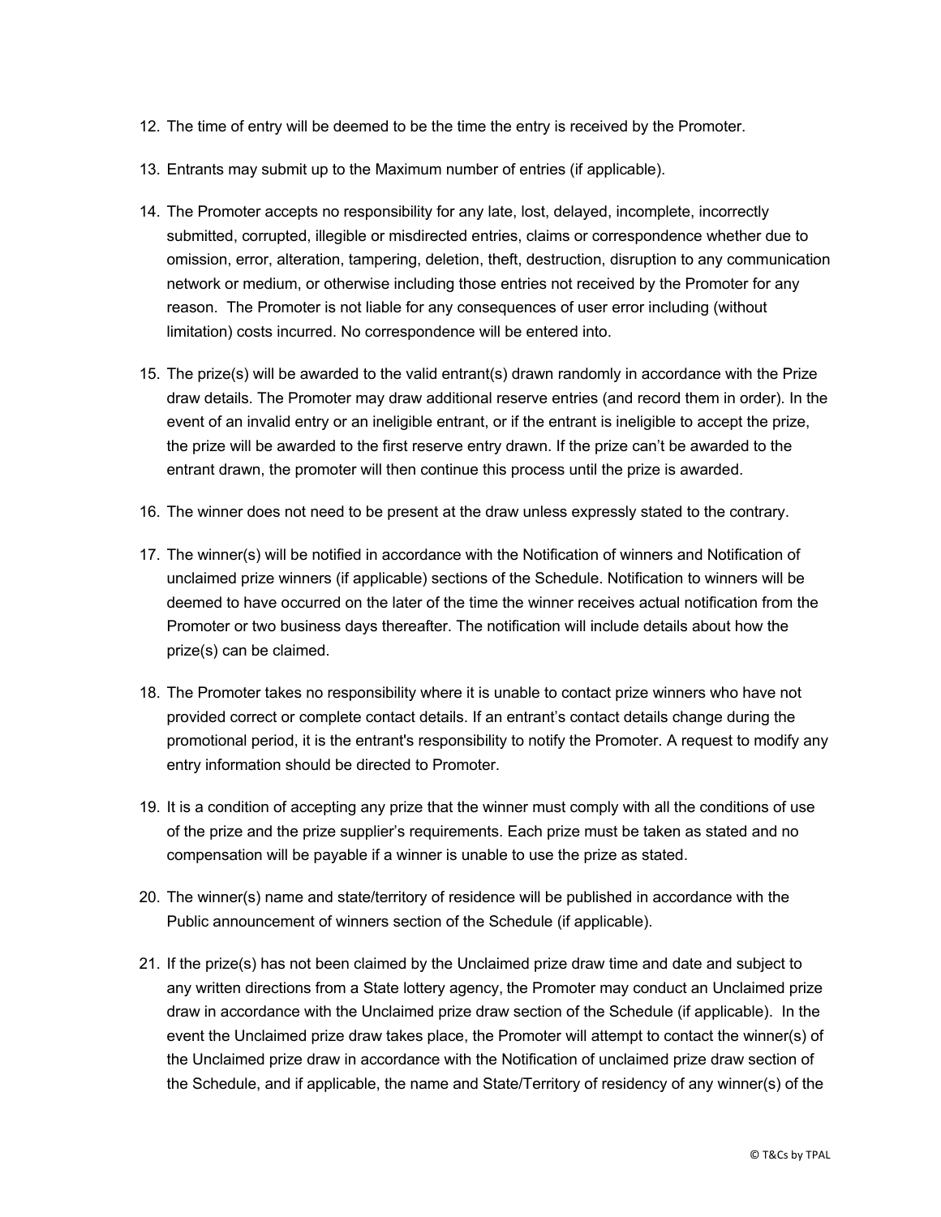12. The time of entry will be deemed to be the time the entry is received by the Promoter.

13. Entrants may submit up to the Maximum number of entries (if applicable).

14. The Promoter accepts no responsibility for any late, lost, delayed, incomplete, incorrectly submitted, corrupted, illegible or misdirected entries, claims or correspondence whether due to omission, error, alteration, tampering, deletion, theft, destruction, disruption to any communication network or medium, or otherwise including those entries not received by the Promoter for any reason. The Promoter is not liable for any consequences of user error including (without limitation) costs incurred. No correspondence will be entered into.

15. The prize(s) will be awarded to the valid entrant(s) drawn randomly in accordance with the Prize draw details. The Promoter may draw additional reserve entries (and record them in order). In the event of an invalid entry or an ineligible entrant, or if the entrant is ineligible to accept the prize, the prize will be awarded to the first reserve entry drawn. If the prize can't be awarded to the entrant drawn, the promoter will then continue this process until the prize is awarded.

16. The winner does not need to be present at the draw unless expressly stated to the contrary.

17. The winner(s) will be notified in accordance with the Notification of winners and Notification of unclaimed prize winners (if applicable) sections of the Schedule. Notification to winners will be deemed to have occurred on the later of the time the winner receives actual notification from the Promoter or two business days thereafter. The notification will include details about how the prize(s) can be claimed.

18. The Promoter takes no responsibility where it is unable to contact prize winners who have not provided correct or complete contact details. If an entrant's contact details change during the promotional period, it is the entrant's responsibility to notify the Promoter. A request to modify any entry information should be directed to Promoter.

19. It is a condition of accepting any prize that the winner must comply with all the conditions of use of the prize and the prize supplier's requirements. Each prize must be taken as stated and no compensation will be payable if a winner is unable to use the prize as stated.

20. The winner(s) name and state/territory of residence will be published in accordance with the Public announcement of winners section of the Schedule (if applicable).

21. If the prize(s) has not been claimed by the Unclaimed prize draw time and date and subject to any written directions from a State lottery agency, the Promoter may conduct an Unclaimed prize draw in accordance with the Unclaimed prize draw section of the Schedule (if applicable). In the event the Unclaimed prize draw takes place, the Promoter will attempt to contact the winner(s) of the Unclaimed prize draw in accordance with the Notification of unclaimed prize draw section of the Schedule, and if applicable, the name and State/Territory of residency of any winner(s) of the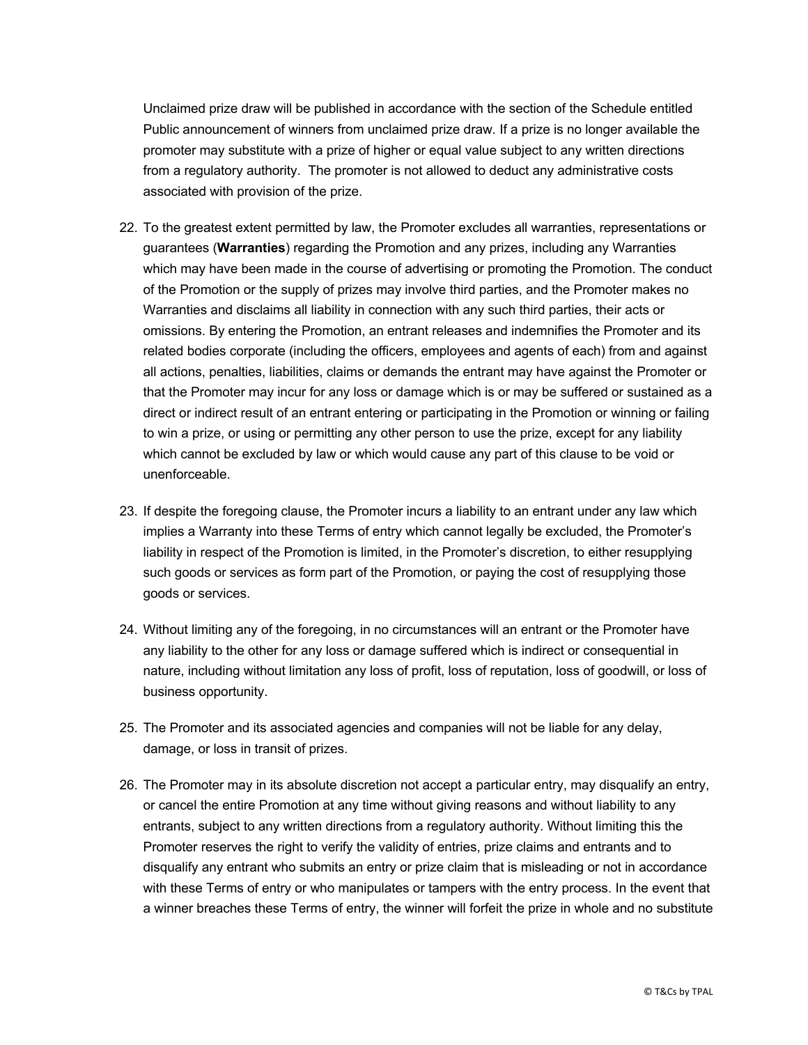Unclaimed prize draw will be published in accordance with the section of the Schedule entitled Public announcement of winners from unclaimed prize draw. If a prize is no longer available the promoter may substitute with a prize of higher or equal value subject to any written directions from a regulatory authority. The promoter is not allowed to deduct any administrative costs associated with provision of the prize.

22. To the greatest extent permitted by law, the Promoter excludes all warranties, representations or guarantees (**Warranties**) regarding the Promotion and any prizes, including any Warranties which may have been made in the course of advertising or promoting the Promotion. The conduct of the Promotion or the supply of prizes may involve third parties, and the Promoter makes no Warranties and disclaims all liability in connection with any such third parties, their acts or omissions. By entering the Promotion, an entrant releases and indemnifies the Promoter and its related bodies corporate (including the officers, employees and agents of each) from and against all actions, penalties, liabilities, claims or demands the entrant may have against the Promoter or that the Promoter may incur for any loss or damage which is or may be suffered or sustained as a direct or indirect result of an entrant entering or participating in the Promotion or winning or failing to win a prize, or using or permitting any other person to use the prize, except for any liability which cannot be excluded by law or which would cause any part of this clause to be void or unenforceable.

23. If despite the foregoing clause, the Promoter incurs a liability to an entrant under any law which implies a Warranty into these Terms of entry which cannot legally be excluded, the Promoter's liability in respect of the Promotion is limited, in the Promoter's discretion, to either resupplying such goods or services as form part of the Promotion, or paying the cost of resupplying those goods or services.

24. Without limiting any of the foregoing, in no circumstances will an entrant or the Promoter have any liability to the other for any loss or damage suffered which is indirect or consequential in nature, including without limitation any loss of profit, loss of reputation, loss of goodwill, or loss of business opportunity.

25. The Promoter and its associated agencies and companies will not be liable for any delay, damage, or loss in transit of prizes.

26. The Promoter may in its absolute discretion not accept a particular entry, may disqualify an entry, or cancel the entire Promotion at any time without giving reasons and without liability to any entrants, subject to any written directions from a regulatory authority. Without limiting this the Promoter reserves the right to verify the validity of entries, prize claims and entrants and to disqualify any entrant who submits an entry or prize claim that is misleading or not in accordance with these Terms of entry or who manipulates or tampers with the entry process. In the event that a winner breaches these Terms of entry, the winner will forfeit the prize in whole and no substitute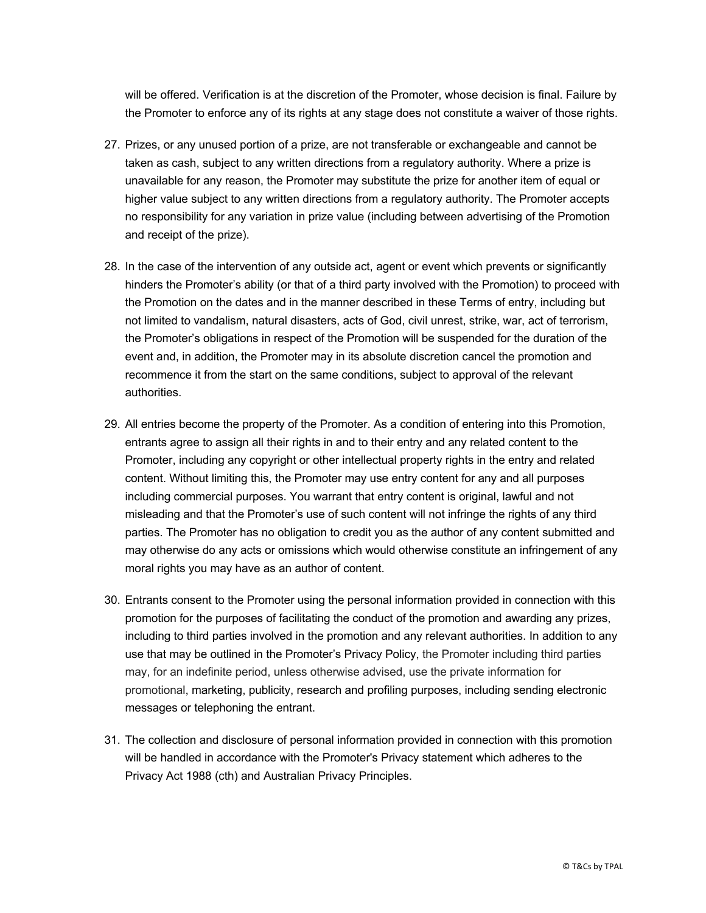will be offered. Verification is at the discretion of the Promoter, whose decision is final. Failure by the Promoter to enforce any of its rights at any stage does not constitute a waiver of those rights.

27. Prizes, or any unused portion of a prize, are not transferable or exchangeable and cannot be taken as cash, subject to any written directions from a regulatory authority. Where a prize is unavailable for any reason, the Promoter may substitute the prize for another item of equal or higher value subject to any written directions from a regulatory authority. The Promoter accepts no responsibility for any variation in prize value (including between advertising of the Promotion and receipt of the prize).

28. In the case of the intervention of any outside act, agent or event which prevents or significantly hinders the Promoter's ability (or that of a third party involved with the Promotion) to proceed with the Promotion on the dates and in the manner described in these Terms of entry, including but not limited to vandalism, natural disasters, acts of God, civil unrest, strike, war, act of terrorism, the Promoter's obligations in respect of the Promotion will be suspended for the duration of the event and, in addition, the Promoter may in its absolute discretion cancel the promotion and recommence it from the start on the same conditions, subject to approval of the relevant authorities.

29. All entries become the property of the Promoter. As a condition of entering into this Promotion, entrants agree to assign all their rights in and to their entry and any related content to the Promoter, including any copyright or other intellectual property rights in the entry and related content. Without limiting this, the Promoter may use entry content for any and all purposes including commercial purposes. You warrant that entry content is original, lawful and not misleading and that the Promoter's use of such content will not infringe the rights of any third parties. The Promoter has no obligation to credit you as the author of any content submitted and may otherwise do any acts or omissions which would otherwise constitute an infringement of any moral rights you may have as an author of content.

30. Entrants consent to the Promoter using the personal information provided in connection with this promotion for the purposes of facilitating the conduct of the promotion and awarding any prizes, including to third parties involved in the promotion and any relevant authorities. In addition to any use that may be outlined in the Promoter's Privacy Policy, the Promoter including third parties may, for an indefinite period, unless otherwise advised, use the private information for promotional, marketing, publicity, research and profiling purposes, including sending electronic messages or telephoning the entrant.

31. The collection and disclosure of personal information provided in connection with this promotion will be handled in accordance with the Promoter's Privacy statement which adheres to the Privacy Act 1988 (cth) and Australian Privacy Principles.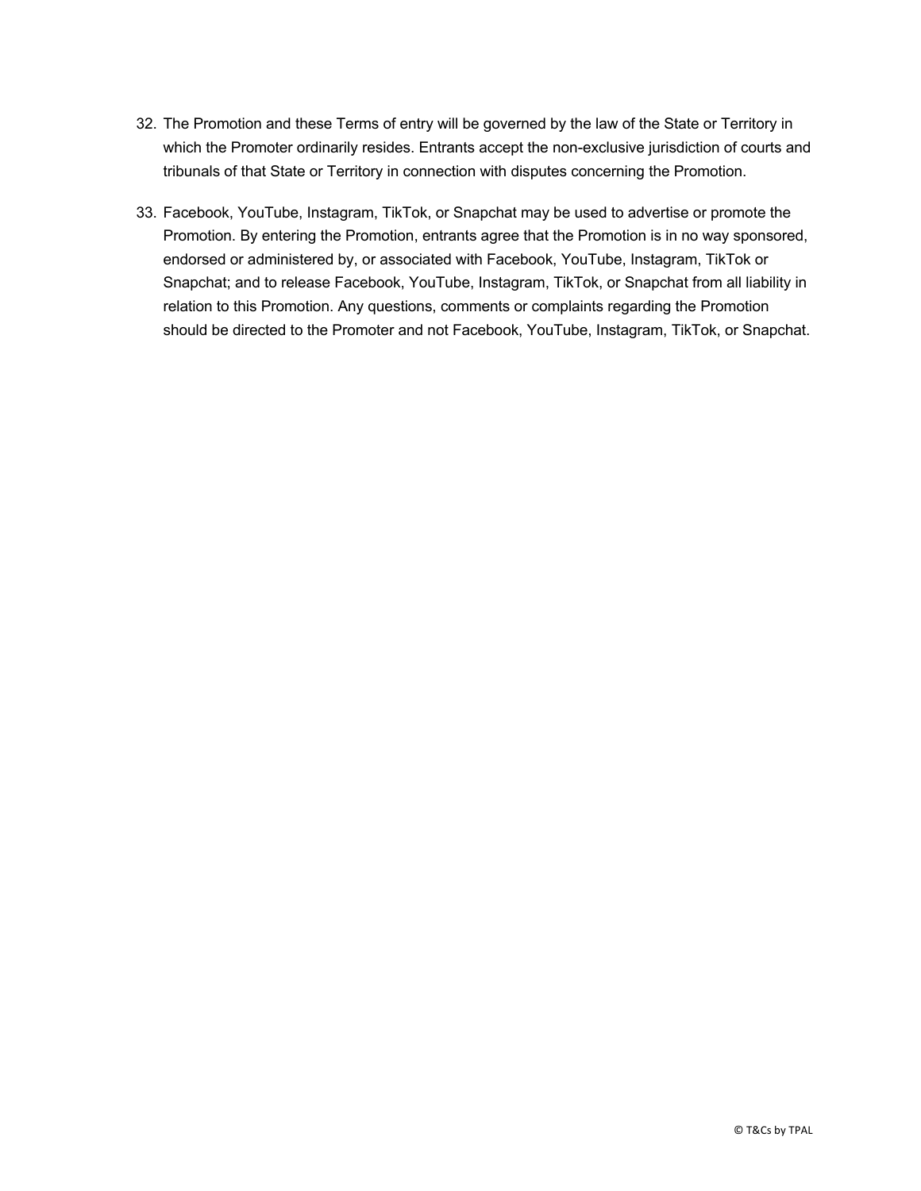32. The Promotion and these Terms of entry will be governed by the law of the State or Territory in which the Promoter ordinarily resides. Entrants accept the non-exclusive jurisdiction of courts and tribunals of that State or Territory in connection with disputes concerning the Promotion.

33. Facebook, YouTube, Instagram, TikTok, or Snapchat may be used to advertise or promote the Promotion. By entering the Promotion, entrants agree that the Promotion is in no way sponsored, endorsed or administered by, or associated with Facebook, YouTube, Instagram, TikTok or Snapchat; and to release Facebook, YouTube, Instagram, TikTok, or Snapchat from all liability in relation to this Promotion. Any questions, comments or complaints regarding the Promotion should be directed to the Promoter and not Facebook, YouTube, Instagram, TikTok, or Snapchat.